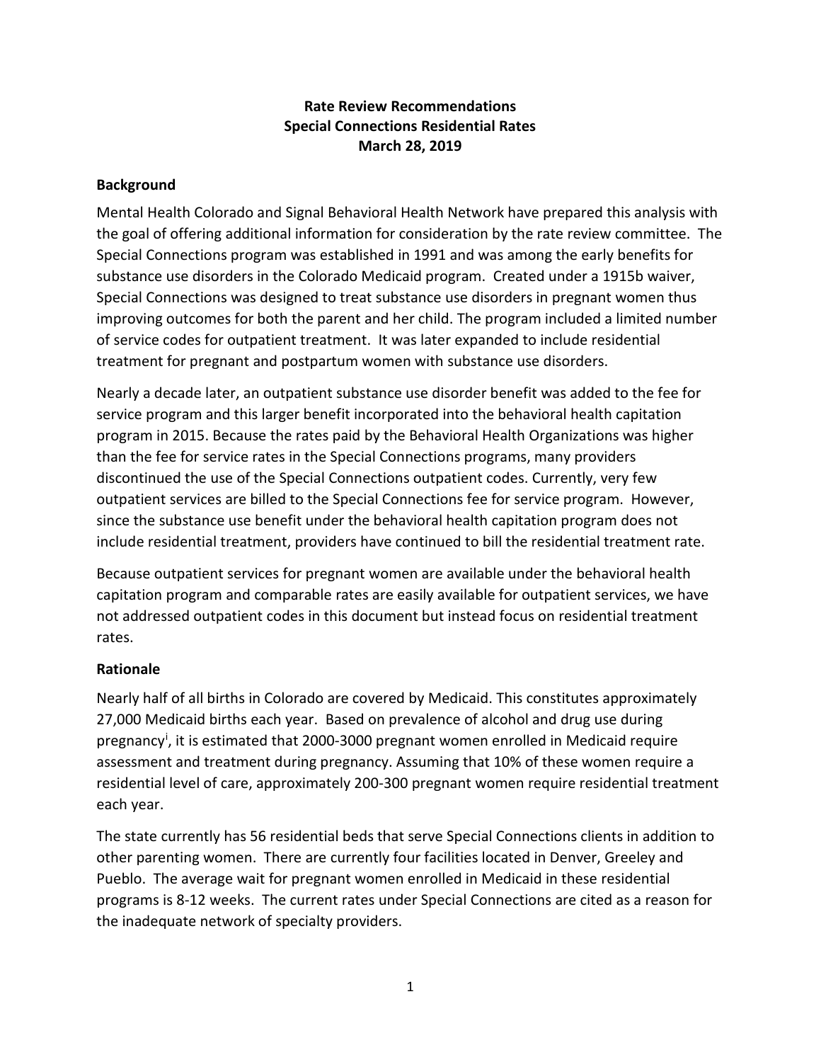**Rate Review Recommendations**
**Special Connections Residential Rates**
**March 28, 2019**

## Background

Mental Health Colorado and Signal Behavioral Health Network have prepared this analysis with the goal of offering additional information for consideration by the rate review committee. The Special Connections program was established in 1991 and was among the early benefits for substance use disorders in the Colorado Medicaid program. Created under a 1915b waiver, Special Connections was designed to treat substance use disorders in pregnant women thus improving outcomes for both the parent and her child. The program included a limited number of service codes for outpatient treatment. It was later expanded to include residential treatment for pregnant and postpartum women with substance use disorders.

Nearly a decade later, an outpatient substance use disorder benefit was added to the fee for service program and this larger benefit incorporated into the behavioral health capitation program in 2015. Because the rates paid by the Behavioral Health Organizations was higher than the fee for service rates in the Special Connections programs, many providers discontinued the use of the Special Connections outpatient codes. Currently, very few outpatient services are billed to the Special Connections fee for service program. However, since the substance use benefit under the behavioral health capitation program does not include residential treatment, providers have continued to bill the residential treatment rate.

Because outpatient services for pregnant women are available under the behavioral health capitation program and comparable rates are easily available for outpatient services, we have not addressed outpatient codes in this document but instead focus on residential treatment rates.

## Rationale

Nearly half of all births in Colorado are covered by Medicaid. This constitutes approximately 27,000 Medicaid births each year. Based on prevalence of alcohol and drug use during pregnancy[i], it is estimated that 2000-3000 pregnant women enrolled in Medicaid require assessment and treatment during pregnancy. Assuming that 10% of these women require a residential level of care, approximately 200-300 pregnant women require residential treatment each year.

The state currently has 56 residential beds that serve Special Connections clients in addition to other parenting women. There are currently four facilities located in Denver, Greeley and Pueblo. The average wait for pregnant women enrolled in Medicaid in these residential programs is 8-12 weeks. The current rates under Special Connections are cited as a reason for the inadequate network of specialty providers.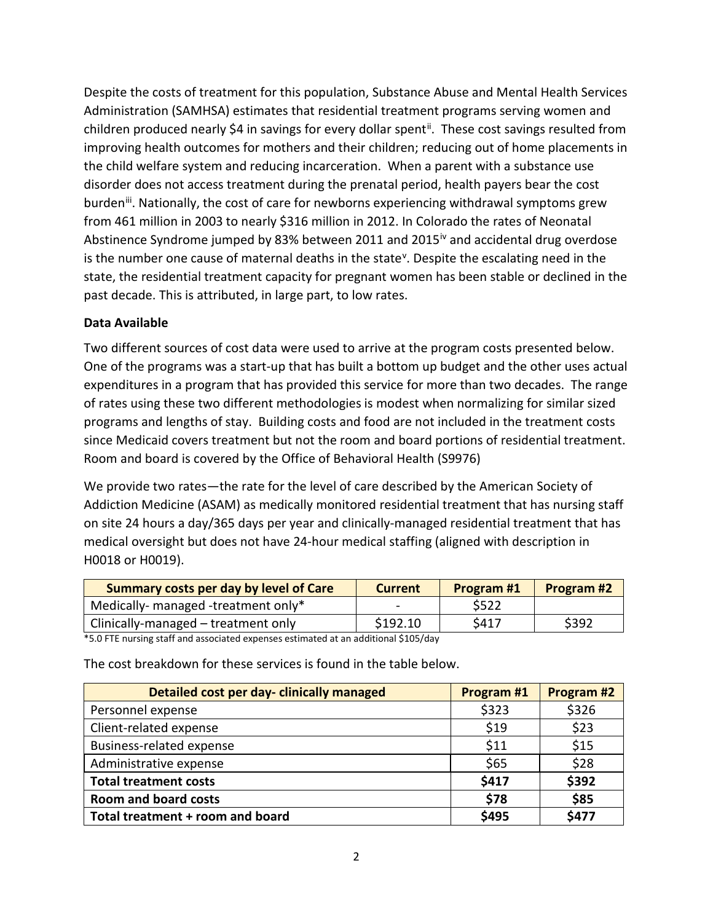Despite the costs of treatment for this population, Substance Abuse and Mental Health Services Administration (SAMHSA) estimates that residential treatment programs serving women and children produced nearly $4 in savings for every dollar spent[ii]. These cost savings resulted from improving health outcomes for mothers and their children; reducing out of home placements in the child welfare system and reducing incarceration. When a parent with a substance use disorder does not access treatment during the prenatal period, health payers bear the cost burden[iii]. Nationally, the cost of care for newborns experiencing withdrawal symptoms grew from 461 million in 2003 to nearly $316 million in 2012. In Colorado the rates of Neonatal Abstinence Syndrome jumped by 83% between 2011 and 2015[iv] and accidental drug overdose is the number one cause of maternal deaths in the state[v]. Despite the escalating need in the state, the residential treatment capacity for pregnant women has been stable or declined in the past decade. This is attributed, in large part, to low rates.

**Data Available**

Two different sources of cost data were used to arrive at the program costs presented below. One of the programs was a start-up that has built a bottom up budget and the other uses actual expenditures in a program that has provided this service for more than two decades. The range of rates using these two different methodologies is modest when normalizing for similar sized programs and lengths of stay. Building costs and food are not included in the treatment costs since Medicaid covers treatment but not the room and board portions of residential treatment. Room and board is covered by the Office of Behavioral Health (S9976)

We provide two rates—the rate for the level of care described by the American Society of Addiction Medicine (ASAM) as medically monitored residential treatment that has nursing staff on site 24 hours a day/365 days per year and clinically-managed residential treatment that has medical oversight but does not have 24-hour medical staffing (aligned with description in H0018 or H0019).

| Summary costs per day by level of Care | Current | Program #1 | Program #2 |
|---|---|---|---|
| Medically- managed -treatment only* | - | $522 | |
| Clinically-managed – treatment only | $192.10 | $417 | $392 |

*5.0 FTE nursing staff and associated expenses estimated at an additional $105/day

The cost breakdown for these services is found in the table below.

| Detailed cost per day- clinically managed | Program #1 | Program #2 |
|---|---|---|
| Personnel expense | $323 | $326 |
| Client-related expense | $19 | $23 |
| Business-related expense | $11 | $15 |
| Administrative expense | $65 | $28 |
| **Total treatment costs** | **$417** | **$392** |
| **Room and board costs** | **$78** | **$85** |
| **Total treatment + room and board** | **$495** | **$477** |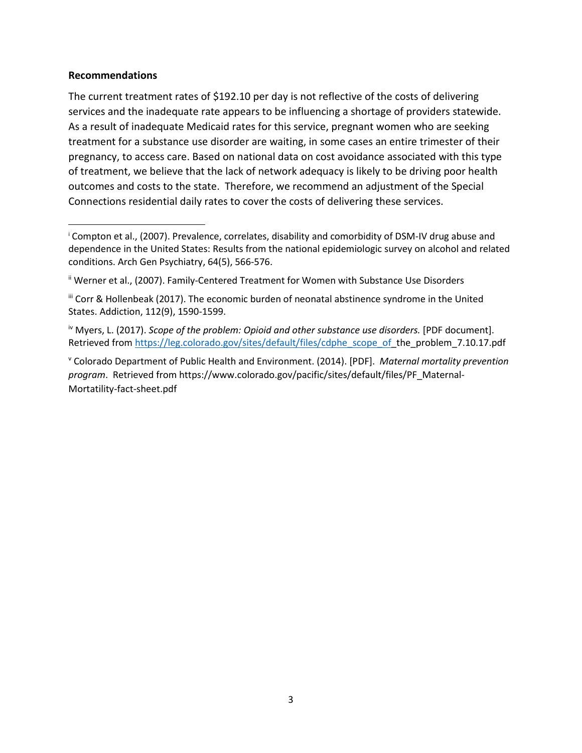**Recommendations**

The current treatment rates of $192.10 per day is not reflective of the costs of delivering services and the inadequate rate appears to be influencing a shortage of providers statewide. As a result of inadequate Medicaid rates for this service, pregnant women who are seeking treatment for a substance use disorder are waiting, in some cases an entire trimester of their pregnancy, to access care. Based on national data on cost avoidance associated with this type of treatment, we believe that the lack of network adequacy is likely to be driving poor health outcomes and costs to the state. Therefore, we recommend an adjustment of the Special Connections residential daily rates to cover the costs of delivering these services.

---

[i] Compton et al., (2007). Prevalence, correlates, disability and comorbidity of DSM-IV drug abuse and dependence in the United States: Results from the national epidemiologic survey on alcohol and related conditions. Arch Gen Psychiatry, 64(5), 566-576.

[ii] Werner et al., (2007). Family-Centered Treatment for Women with Substance Use Disorders

[iii] Corr & Hollenbeak (2017). The economic burden of neonatal abstinence syndrome in the United States. Addiction, 112(9), 1590-1599.

[iv] Myers, L. (2017). *Scope of the problem: Opioid and other substance use disorders.* [PDF document]. Retrieved from https://leg.colorado.gov/sites/default/files/cdphe_scope_of_the_problem_7.10.17.pdf

[v] Colorado Department of Public Health and Environment. (2014). [PDF]. *Maternal mortality prevention program*. Retrieved from https://www.colorado.gov/pacific/sites/default/files/PF_Maternal-Mortatility-fact-sheet.pdf